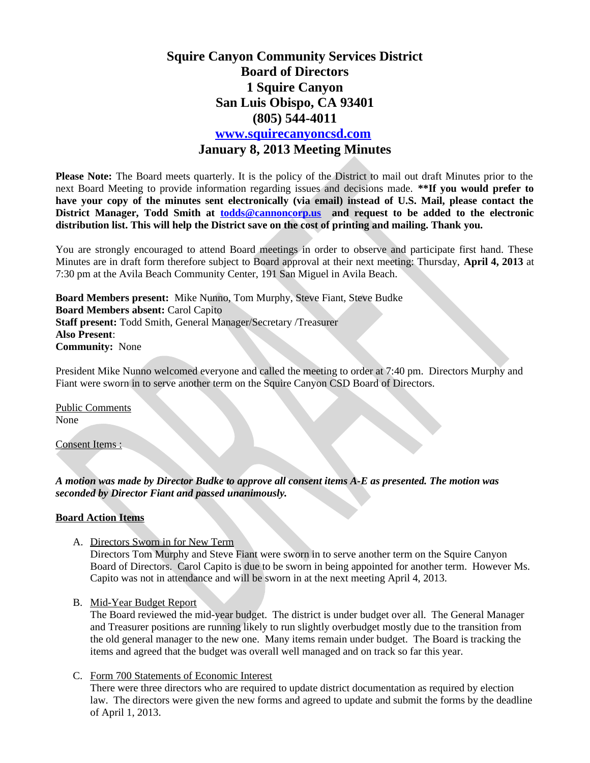# Squire Canyon Community Services District
## Board of Directors
## 1 Squire Canyon
## San Luis Obispo, CA 93401
## (805) 544-4011
## www.squirecanyoncsd.com
## January 8, 2013 Meeting Minutes

**Please Note:** The Board meets quarterly. It is the policy of the District to mail out draft Minutes prior to the next Board Meeting to provide information regarding issues and decisions made. **\*\*If you would prefer to have your copy of the minutes sent electronically (via email) instead of U.S. Mail, please contact the District Manager, Todd Smith at todds@cannoncorp.us and request to be added to the electronic distribution list. This will help the District save on the cost of printing and mailing. Thank you.**

You are strongly encouraged to attend Board meetings in order to observe and participate first hand. These Minutes are in draft form therefore subject to Board approval at their next meeting: Thursday, **April 4, 2013** at 7:30 pm at the Avila Beach Community Center, 191 San Miguel in Avila Beach.

**Board Members present:** Mike Nunno, Tom Murphy, Steve Fiant, Steve Budke
**Board Members absent:** Carol Capito
**Staff present:** Todd Smith, General Manager/Secretary /Treasurer
**Also Present**:
**Community:** None

President Mike Nunno welcomed everyone and called the meeting to order at 7:40 pm. Directors Murphy and Fiant were sworn in to serve another term on the Squire Canyon CSD Board of Directors.

Public Comments
None

Consent Items :

***A motion was made by Director Budke to approve all consent items A-E as presented. The motion was seconded by Director Fiant and passed unanimously.***

**Board Action Items**

A. Directors Sworn in for New Term
Directors Tom Murphy and Steve Fiant were sworn in to serve another term on the Squire Canyon Board of Directors. Carol Capito is due to be sworn in being appointed for another term. However Ms. Capito was not in attendance and will be sworn in at the next meeting April 4, 2013.

B. Mid-Year Budget Report
The Board reviewed the mid-year budget. The district is under budget over all. The General Manager and Treasurer positions are running likely to run slightly overbudget mostly due to the transition from the old general manager to the new one. Many items remain under budget. The Board is tracking the items and agreed that the budget was overall well managed and on track so far this year.

C. Form 700 Statements of Economic Interest
There were three directors who are required to update district documentation as required by election law. The directors were given the new forms and agreed to update and submit the forms by the deadline of April 1, 2013.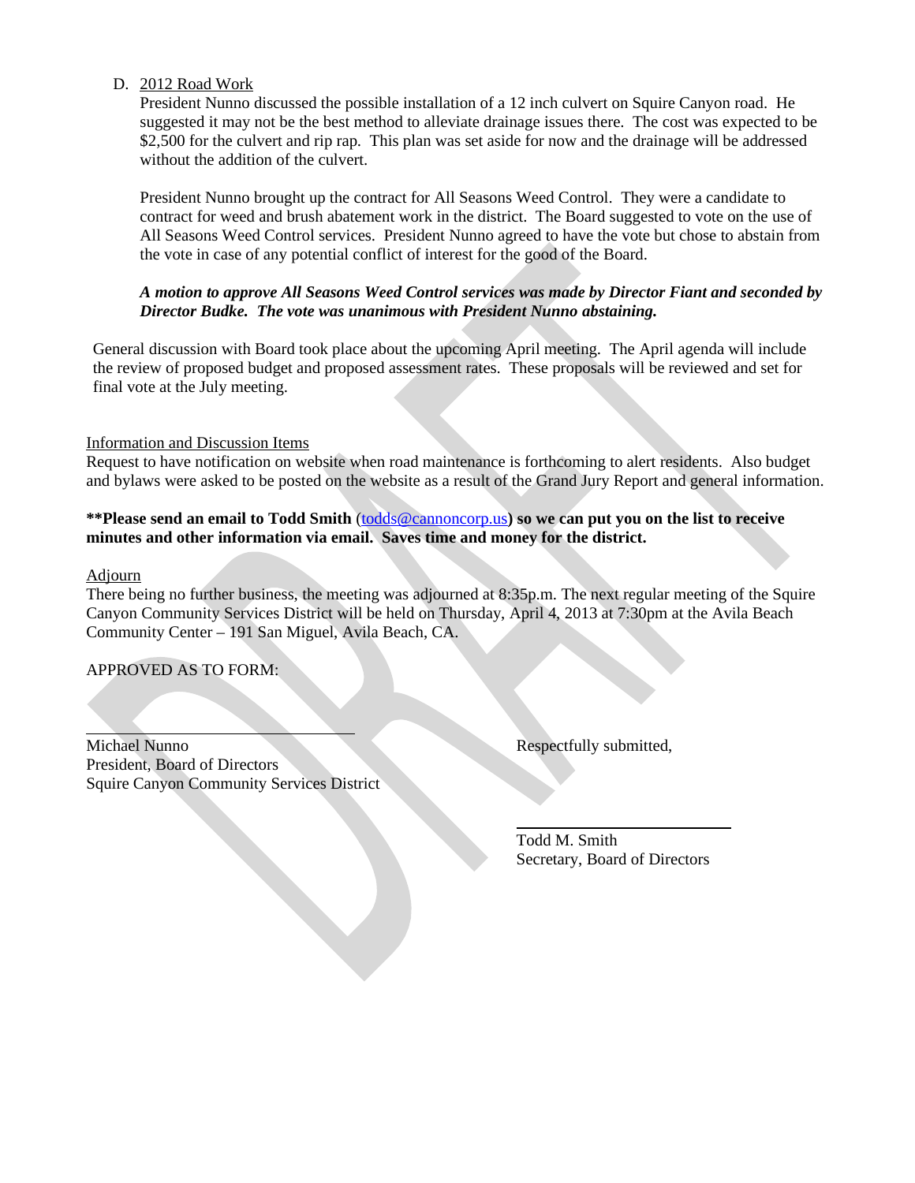D. <u>2012 Road Work</u>

President Nunno discussed the possible installation of a 12 inch culvert on Squire Canyon road. He suggested it may not be the best method to alleviate drainage issues there. The cost was expected to be $2,500 for the culvert and rip rap. This plan was set aside for now and the drainage will be addressed without the addition of the culvert.

President Nunno brought up the contract for All Seasons Weed Control. They were a candidate to contract for weed and brush abatement work in the district. The Board suggested to vote on the use of All Seasons Weed Control services. President Nunno agreed to have the vote but chose to abstain from the vote in case of any potential conflict of interest for the good of the Board.

***A motion to approve All Seasons Weed Control services was made by Director Fiant and seconded by Director Budke. The vote was unanimous with President Nunno abstaining.***

General discussion with Board took place about the upcoming April meeting. The April agenda will include the review of proposed budget and proposed assessment rates. These proposals will be reviewed and set for final vote at the July meeting.

<u>Information and Discussion Items</u>

Request to have notification on website when road maintenance is forthcoming to alert residents. Also budget and bylaws were asked to be posted on the website as a result of the Grand Jury Report and general information.

**\*\*Please send an email to Todd Smith (todds@cannoncorp.us) so we can put you on the list to receive minutes and other information via email. Saves time and money for the district.**

<u>Adjourn</u>

There being no further business, the meeting was adjourned at 8:35p.m. The next regular meeting of the Squire Canyon Community Services District will be held on Thursday, April 4, 2013 at 7:30pm at the Avila Beach Community Center – 191 San Miguel, Avila Beach, CA.

APPROVED AS TO FORM:

\_\_\_\_\_\_\_\_\_\_\_\_\_\_\_\_\_\_\_\_\_\_\_\_\_\_\_\_\_\_

Michael Nunno
President, Board of Directors
Squire Canyon Community Services District

Respectfully submitted,

\_\_\_\_\_\_\_\_\_\_\_\_\_\_\_\_\_\_\_\_\_\_\_\_\_\_\_\_\_\_

Todd M. Smith
Secretary, Board of Directors